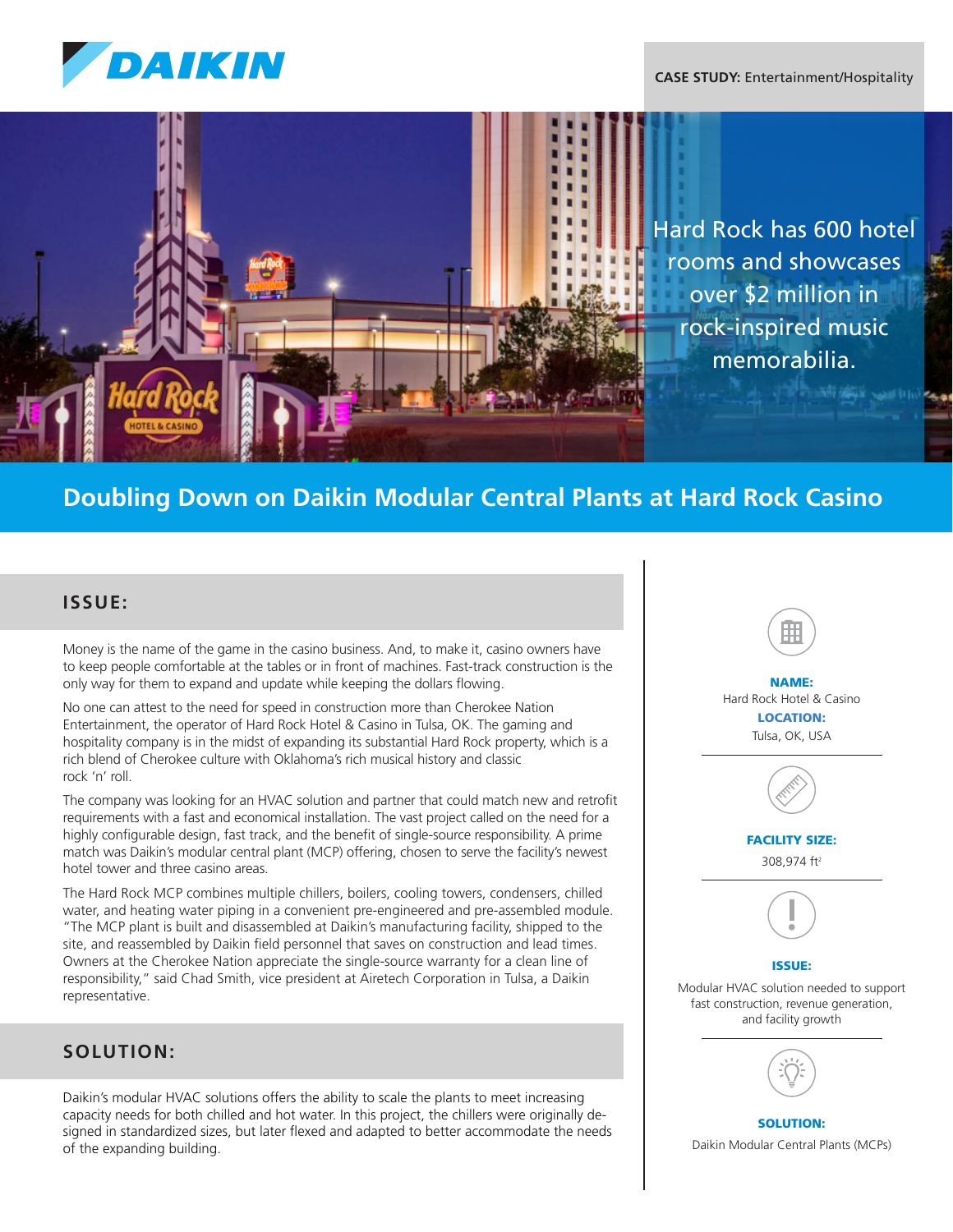DAIKIN

**CASE STUDY:** Entertainment/Hospitality

Hard Rock has 600 hotel rooms and showcases over $2 million in rock-inspired music memorabilia.

# Doubling Down on Daikin Modular Central Plants at Hard Rock Casino

## ISSUE:

Money is the name of the game in the casino business. And, to make it, casino owners have to keep people comfortable at the tables or in front of machines. Fast-track construction is the only way for them to expand and update while keeping the dollars flowing.

No one can attest to the need for speed in construction more than Cherokee Nation Entertainment, the operator of Hard Rock Hotel & Casino in Tulsa, OK. The gaming and hospitality company is in the midst of expanding its substantial Hard Rock property, which is a rich blend of Cherokee culture with Oklahoma's rich musical history and classic rock 'n' roll.

The company was looking for an HVAC solution and partner that could match new and retrofit requirements with a fast and economical installation. The vast project called on the need for a highly configurable design, fast track, and the benefit of single-source responsibility. A prime match was Daikin's modular central plant (MCP) offering, chosen to serve the facility's newest hotel tower and three casino areas.

The Hard Rock MCP combines multiple chillers, boilers, cooling towers, condensers, chilled water, and heating water piping in a convenient pre-engineered and pre-assembled module. "The MCP plant is built and disassembled at Daikin's manufacturing facility, shipped to the site, and reassembled by Daikin field personnel that saves on construction and lead times. Owners at the Cherokee Nation appreciate the single-source warranty for a clean line of responsibility," said Chad Smith, vice president at Airetech Corporation in Tulsa, a Daikin representative.

## SOLUTION:

Daikin's modular HVAC solutions offers the ability to scale the plants to meet increasing capacity needs for both chilled and hot water. In this project, the chillers were originally designed in standardized sizes, but later flexed and adapted to better accommodate the needs of the expanding building.

**NAME:**
Hard Rock Hotel & Casino

**LOCATION:**
Tulsa, OK, USA

**FACILITY SIZE:**
308,974 ft$^2$

**ISSUE:**
Modular HVAC solution needed to support fast construction, revenue generation, and facility growth

**SOLUTION:**
Daikin Modular Central Plants (MCPs)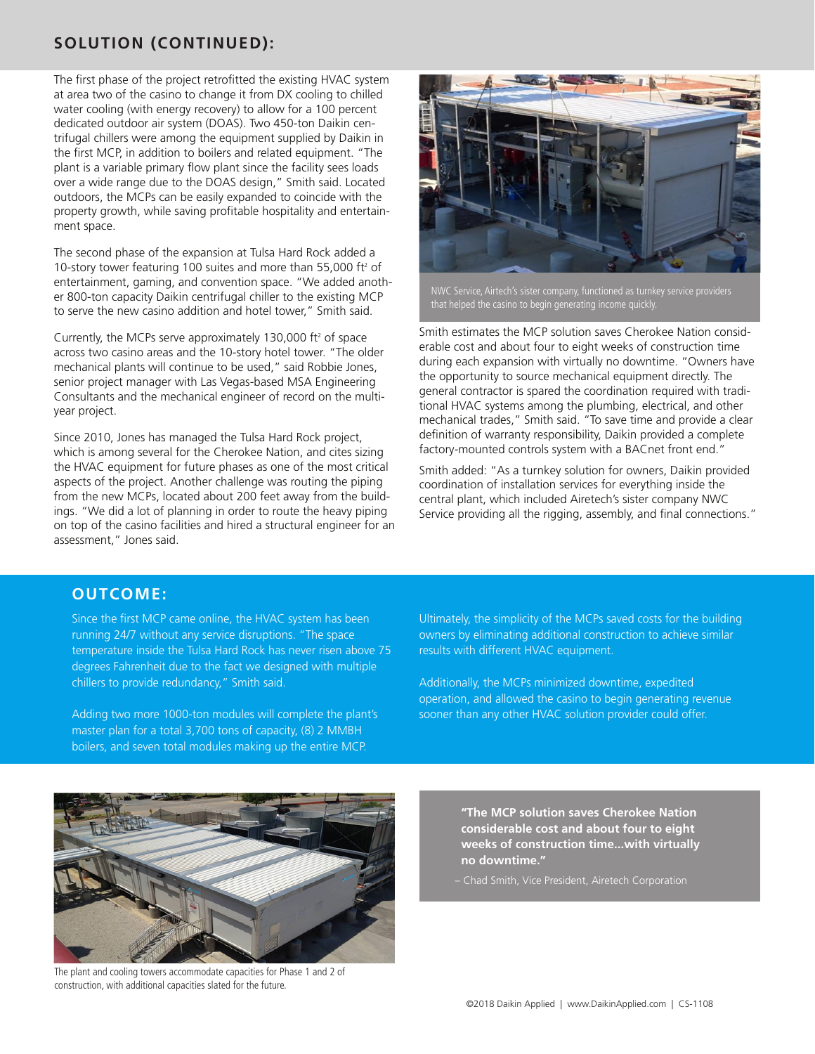## SOLUTION (CONTINUED):

The first phase of the project retrofitted the existing HVAC system at area two of the casino to change it from DX cooling to chilled water cooling (with energy recovery) to allow for a 100 percent dedicated outdoor air system (DOAS). Two 450-ton Daikin centrifugal chillers were among the equipment supplied by Daikin in the first MCP, in addition to boilers and related equipment. "The plant is a variable primary flow plant since the facility sees loads over a wide range due to the DOAS design," Smith said. Located outdoors, the MCPs can be easily expanded to coincide with the property growth, while saving profitable hospitality and entertainment space.

The second phase of the expansion at Tulsa Hard Rock added a 10-story tower featuring 100 suites and more than 55,000 ft² of entertainment, gaming, and convention space. "We added another 800-ton capacity Daikin centrifugal chiller to the existing MCP to serve the new casino addition and hotel tower," Smith said.

Currently, the MCPs serve approximately 130,000 ft² of space across two casino areas and the 10-story hotel tower. "The older mechanical plants will continue to be used," said Robbie Jones, senior project manager with Las Vegas-based MSA Engineering Consultants and the mechanical engineer of record on the multi-year project.

Since 2010, Jones has managed the Tulsa Hard Rock project, which is among several for the Cherokee Nation, and cites sizing the HVAC equipment for future phases as one of the most critical aspects of the project. Another challenge was routing the piping from the new MCPs, located about 200 feet away from the buildings. "We did a lot of planning in order to route the heavy piping on top of the casino facilities and hired a structural engineer for an assessment," Jones said.

NWC Service, Airtech's sister company, functioned as turnkey service providers that helped the casino to begin generating income quickly.

Smith estimates the MCP solution saves Cherokee Nation considerable cost and about four to eight weeks of construction time during each expansion with virtually no downtime. "Owners have the opportunity to source mechanical equipment directly. The general contractor is spared the coordination required with traditional HVAC systems among the plumbing, electrical, and other mechanical trades," Smith said. "To save time and provide a clear definition of warranty responsibility, Daikin provided a complete factory-mounted controls system with a BACnet front end."

Smith added: "As a turnkey solution for owners, Daikin provided coordination of installation services for everything inside the central plant, which included Airetech's sister company NWC Service providing all the rigging, assembly, and final connections."

## OUTCOME:

Since the first MCP came online, the HVAC system has been running 24/7 without any service disruptions. "The space temperature inside the Tulsa Hard Rock has never risen above 75 degrees Fahrenheit due to the fact we designed with multiple chillers to provide redundancy," Smith said.

Adding two more 1000-ton modules will complete the plant's master plan for a total 3,700 tons of capacity, (8) 2 MMBH boilers, and seven total modules making up the entire MCP.

Ultimately, the simplicity of the MCPs saved costs for the building owners by eliminating additional construction to achieve similar results with different HVAC equipment.

Additionally, the MCPs minimized downtime, expedited operation, and allowed the casino to begin generating revenue sooner than any other HVAC solution provider could offer.

The plant and cooling towers accommodate capacities for Phase 1 and 2 of construction, with additional capacities slated for the future.

**"The MCP solution saves Cherokee Nation considerable cost and about four to eight weeks of construction time...with virtually no downtime."**

– Chad Smith, Vice President, Airetech Corporation

©2018 Daikin Applied | www.DaikinApplied.com | CS-1108